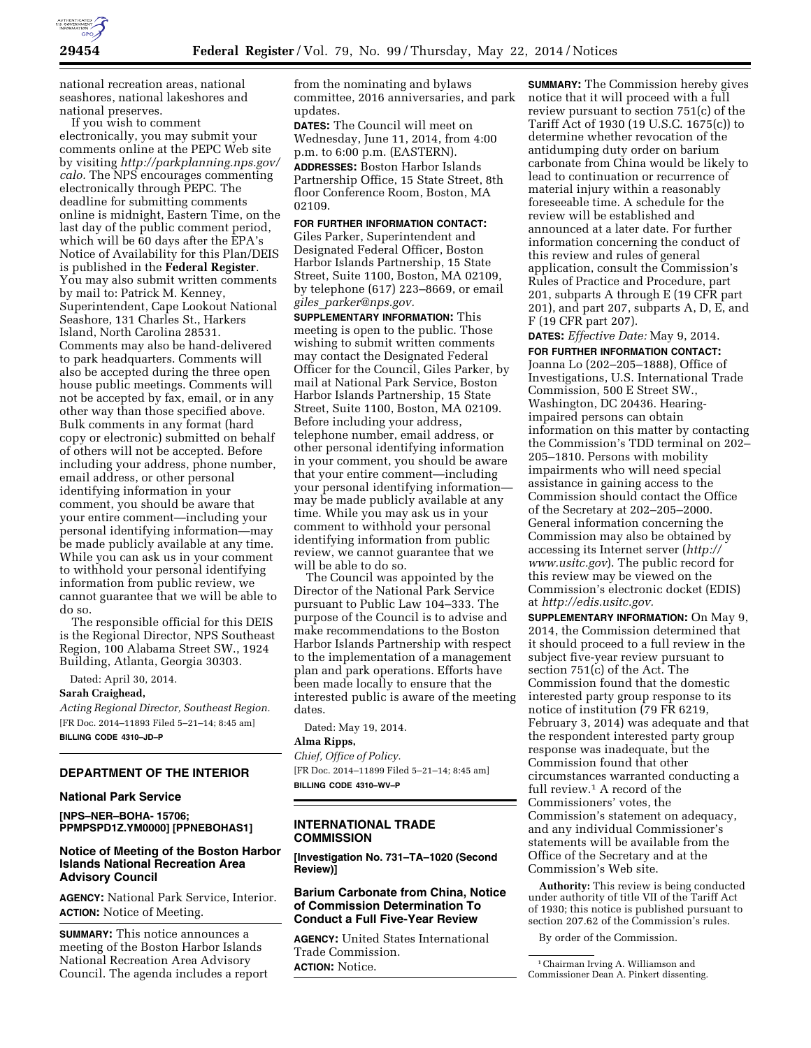national recreation areas, national seashores, national lakeshores and national preserves.

If you wish to comment electronically, you may submit your comments online at the PEPC Web site by visiting *http://parkplanning.nps.gov/calo.* The NPS encourages commenting electronically through PEPC. The deadline for submitting comments online is midnight, Eastern Time, on the last day of the public comment period, which will be 60 days after the EPA's Notice of Availability for this Plan/DEIS is published in the **Federal Register**. You may also submit written comments by mail to: Patrick M. Kenney, Superintendent, Cape Lookout National Seashore, 131 Charles St., Harkers Island, North Carolina 28531. Comments may also be hand-delivered to park headquarters. Comments will also be accepted during the three open house public meetings. Comments will not be accepted by fax, email, or in any other way than those specified above. Bulk comments in any format (hard copy or electronic) submitted on behalf of others will not be accepted. Before including your address, phone number, email address, or other personal identifying information in your comment, you should be aware that your entire comment—including your personal identifying information—may be made publicly available at any time. While you can ask us in your comment to withhold your personal identifying information from public review, we cannot guarantee that we will be able to do so.

The responsible official for this DEIS is the Regional Director, NPS Southeast Region, 100 Alabama Street SW., 1924 Building, Atlanta, Georgia 30303.

Dated: April 30, 2014.

**Sarah Craighead,**

*Acting Regional Director, Southeast Region.*

[FR Doc. 2014–11893 Filed 5–21–14; 8:45 am]

**BILLING CODE 4310–JD–P**

## DEPARTMENT OF THE INTERIOR

### National Park Service

**[NPS–NER–BOHA- 15706; PPMPSPD1Z.YM0000] [PPNEBOHAS1]**

### Notice of Meeting of the Boston Harbor Islands National Recreation Area Advisory Council

**AGENCY:** National Park Service, Interior.

**ACTION:** Notice of Meeting.

**SUMMARY:** This notice announces a meeting of the Boston Harbor Islands National Recreation Area Advisory Council. The agenda includes a report from the nominating and bylaws committee, 2016 anniversaries, and park updates.

**DATES:** The Council will meet on Wednesday, June 11, 2014, from 4:00 p.m. to 6:00 p.m. (EASTERN).

**ADDRESSES:** Boston Harbor Islands Partnership Office, 15 State Street, 8th floor Conference Room, Boston, MA 02109.

**FOR FURTHER INFORMATION CONTACT:** Giles Parker, Superintendent and Designated Federal Officer, Boston Harbor Islands Partnership, 15 State Street, Suite 1100, Boston, MA 02109, by telephone (617) 223–8669, or email *giles_parker@nps.gov.*

**SUPPLEMENTARY INFORMATION:** This meeting is open to the public. Those wishing to submit written comments may contact the Designated Federal Officer for the Council, Giles Parker, by mail at National Park Service, Boston Harbor Islands Partnership, 15 State Street, Suite 1100, Boston, MA 02109. Before including your address, telephone number, email address, or other personal identifying information in your comment, you should be aware that your entire comment—including your personal identifying information—may be made publicly available at any time. While you may ask us in your comment to withhold your personal identifying information from public review, we cannot guarantee that we will be able to do so.

The Council was appointed by the Director of the National Park Service pursuant to Public Law 104–333. The purpose of the Council is to advise and make recommendations to the Boston Harbor Islands Partnership with respect to the implementation of a management plan and park operations. Efforts have been made locally to ensure that the interested public is aware of the meeting dates.

Dated: May 19, 2014.

**Alma Ripps,**

*Chief, Office of Policy.*

[FR Doc. 2014–11899 Filed 5–21–14; 8:45 am]

**BILLING CODE 4310–WV–P**

## INTERNATIONAL TRADE COMMISSION

**[Investigation No. 731–TA–1020 (Second Review)]**

### Barium Carbonate from China, Notice of Commission Determination To Conduct a Full Five-Year Review

**AGENCY:** United States International Trade Commission.

**ACTION:** Notice.

**SUMMARY:** The Commission hereby gives notice that it will proceed with a full review pursuant to section 751(c) of the Tariff Act of 1930 (19 U.S.C. 1675(c)) to determine whether revocation of the antidumping duty order on barium carbonate from China would be likely to lead to continuation or recurrence of material injury within a reasonably foreseeable time. A schedule for the review will be established and announced at a later date. For further information concerning the conduct of this review and rules of general application, consult the Commission's Rules of Practice and Procedure, part 201, subparts A through E (19 CFR part 201), and part 207, subparts A, D, E, and F (19 CFR part 207).

**DATES:** *Effective Date:* May 9, 2014.

**FOR FURTHER INFORMATION CONTACT:** Joanna Lo (202–205–1888), Office of Investigations, U.S. International Trade Commission, 500 E Street SW., Washington, DC 20436. Hearing-impaired persons can obtain information on this matter by contacting the Commission's TDD terminal on 202–205–1810. Persons with mobility impairments who will need special assistance in gaining access to the Commission should contact the Office of the Secretary at 202–205–2000. General information concerning the Commission may also be obtained by accessing its Internet server (*http://www.usitc.gov*). The public record for this review may be viewed on the Commission's electronic docket (EDIS) at *http://edis.usitc.gov.*

**SUPPLEMENTARY INFORMATION:** On May 9, 2014, the Commission determined that it should proceed to a full review in the subject five-year review pursuant to section 751(c) of the Act. The Commission found that the domestic interested party group response to its notice of institution (79 FR 6219, February 3, 2014) was adequate and that the respondent interested party group response was inadequate, but the Commission found that other circumstances warranted conducting a full review.[1] A record of the Commissioners' votes, the Commission's statement on adequacy, and any individual Commissioner's statements will be available from the Office of the Secretary and at the Commission's Web site.

**Authority:** This review is being conducted under authority of title VII of the Tariff Act of 1930; this notice is published pursuant to section 207.62 of the Commission's rules.

By order of the Commission.

[1] Chairman Irving A. Williamson and Commissioner Dean A. Pinkert dissenting.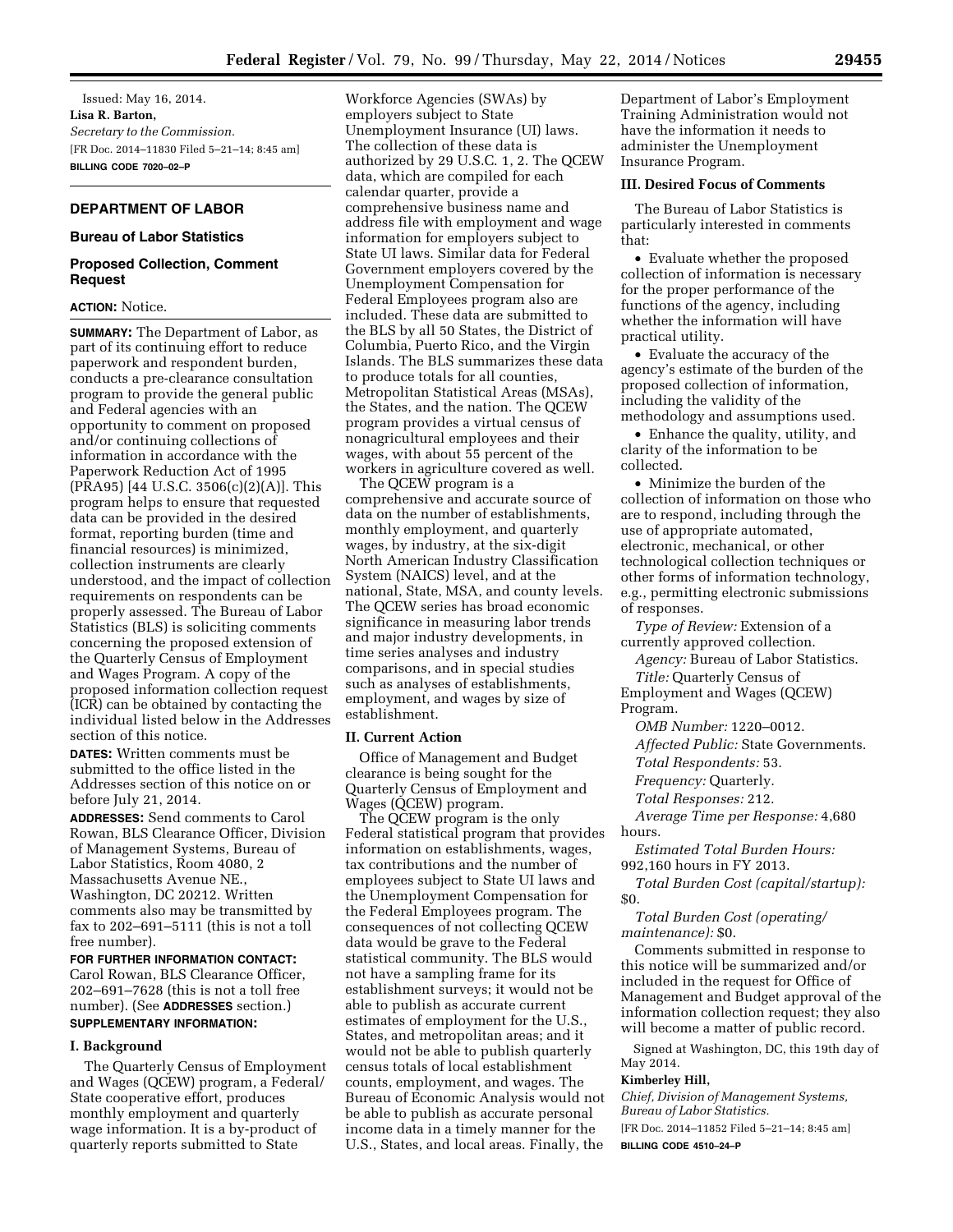Issued: May 16, 2014.

**Lisa R. Barton,**

*Secretary to the Commission.*

[FR Doc. 2014–11830 Filed 5–21–14; 8:45 am]

**BILLING CODE 7020–02–P**

## DEPARTMENT OF LABOR

### Bureau of Labor Statistics

### Proposed Collection, Comment Request

**ACTION:** Notice.

**SUMMARY:** The Department of Labor, as part of its continuing effort to reduce paperwork and respondent burden, conducts a pre-clearance consultation program to provide the general public and Federal agencies with an opportunity to comment on proposed and/or continuing collections of information in accordance with the Paperwork Reduction Act of 1995 (PRA95) [44 U.S.C. 3506(c)(2)(A)]. This program helps to ensure that requested data can be provided in the desired format, reporting burden (time and financial resources) is minimized, collection instruments are clearly understood, and the impact of collection requirements on respondents can be properly assessed. The Bureau of Labor Statistics (BLS) is soliciting comments concerning the proposed extension of the Quarterly Census of Employment and Wages Program. A copy of the proposed information collection request (ICR) can be obtained by contacting the individual listed below in the Addresses section of this notice.

**DATES:** Written comments must be submitted to the office listed in the Addresses section of this notice on or before July 21, 2014.

**ADDRESSES:** Send comments to Carol Rowan, BLS Clearance Officer, Division of Management Systems, Bureau of Labor Statistics, Room 4080, 2 Massachusetts Avenue NE., Washington, DC 20212. Written comments also may be transmitted by fax to 202–691–5111 (this is not a toll free number).

**FOR FURTHER INFORMATION CONTACT:** Carol Rowan, BLS Clearance Officer, 202–691–7628 (this is not a toll free number). (See **ADDRESSES** section.)

**SUPPLEMENTARY INFORMATION:**

### I. Background

The Quarterly Census of Employment and Wages (QCEW) program, a Federal/State cooperative effort, produces monthly employment and quarterly wage information. It is a by-product of quarterly reports submitted to State Workforce Agencies (SWAs) by employers subject to State Unemployment Insurance (UI) laws. The collection of these data is authorized by 29 U.S.C. 1, 2. The QCEW data, which are compiled for each calendar quarter, provide a comprehensive business name and address file with employment and wage information for employers subject to State UI laws. Similar data for Federal Government employers covered by the Unemployment Compensation for Federal Employees program also are included. These data are submitted to the BLS by all 50 States, the District of Columbia, Puerto Rico, and the Virgin Islands. The BLS summarizes these data to produce totals for all counties, Metropolitan Statistical Areas (MSAs), the States, and the nation. The QCEW program provides a virtual census of nonagricultural employees and their wages, with about 55 percent of the workers in agriculture covered as well.

The QCEW program is a comprehensive and accurate source of data on the number of establishments, monthly employment, and quarterly wages, by industry, at the six-digit North American Industry Classification System (NAICS) level, and at the national, State, MSA, and county levels. The QCEW series has broad economic significance in measuring labor trends and major industry developments, in time series analyses and industry comparisons, and in special studies such as analyses of establishments, employment, and wages by size of establishment.

### II. Current Action

Office of Management and Budget clearance is being sought for the Quarterly Census of Employment and Wages (QCEW) program.

The QCEW program is the only Federal statistical program that provides information on establishments, wages, tax contributions and the number of employees subject to State UI laws and the Unemployment Compensation for the Federal Employees program. The consequences of not collecting QCEW data would be grave to the Federal statistical community. The BLS would not have a sampling frame for its establishment surveys; it would not be able to publish as accurate current estimates of employment for the U.S., States, and metropolitan areas; and it would not be able to publish quarterly census totals of local establishment counts, employment, and wages. The Bureau of Economic Analysis would not be able to publish as accurate personal income data in a timely manner for the U.S., States, and local areas. Finally, the Department of Labor's Employment Training Administration would not have the information it needs to administer the Unemployment Insurance Program.

### III. Desired Focus of Comments

The Bureau of Labor Statistics is particularly interested in comments that:

- Evaluate whether the proposed collection of information is necessary for the proper performance of the functions of the agency, including whether the information will have practical utility.
- Evaluate the accuracy of the agency's estimate of the burden of the proposed collection of information, including the validity of the methodology and assumptions used.
- Enhance the quality, utility, and clarity of the information to be collected.
- Minimize the burden of the collection of information on those who are to respond, including through the use of appropriate automated, electronic, mechanical, or other technological collection techniques or other forms of information technology, e.g., permitting electronic submissions of responses.

*Type of Review:* Extension of a currently approved collection.

*Agency:* Bureau of Labor Statistics.

*Title:* Quarterly Census of Employment and Wages (QCEW) Program.

*OMB Number:* 1220–0012.

*Affected Public:* State Governments.

*Total Respondents:* 53.

*Frequency:* Quarterly.

*Total Responses:* 212.

*Average Time per Response:* 4,680 hours.

*Estimated Total Burden Hours:* 992,160 hours in FY 2013.

*Total Burden Cost (capital/startup):* $0.

*Total Burden Cost (operating/maintenance):* $0.

Comments submitted in response to this notice will be summarized and/or included in the request for Office of Management and Budget approval of the information collection request; they also will become a matter of public record.

Signed at Washington, DC, this 19th day of May 2014.

**Kimberley Hill,**

*Chief, Division of Management Systems, Bureau of Labor Statistics.*

[FR Doc. 2014–11852 Filed 5–21–14; 8:45 am]

**BILLING CODE 4510–24–P**